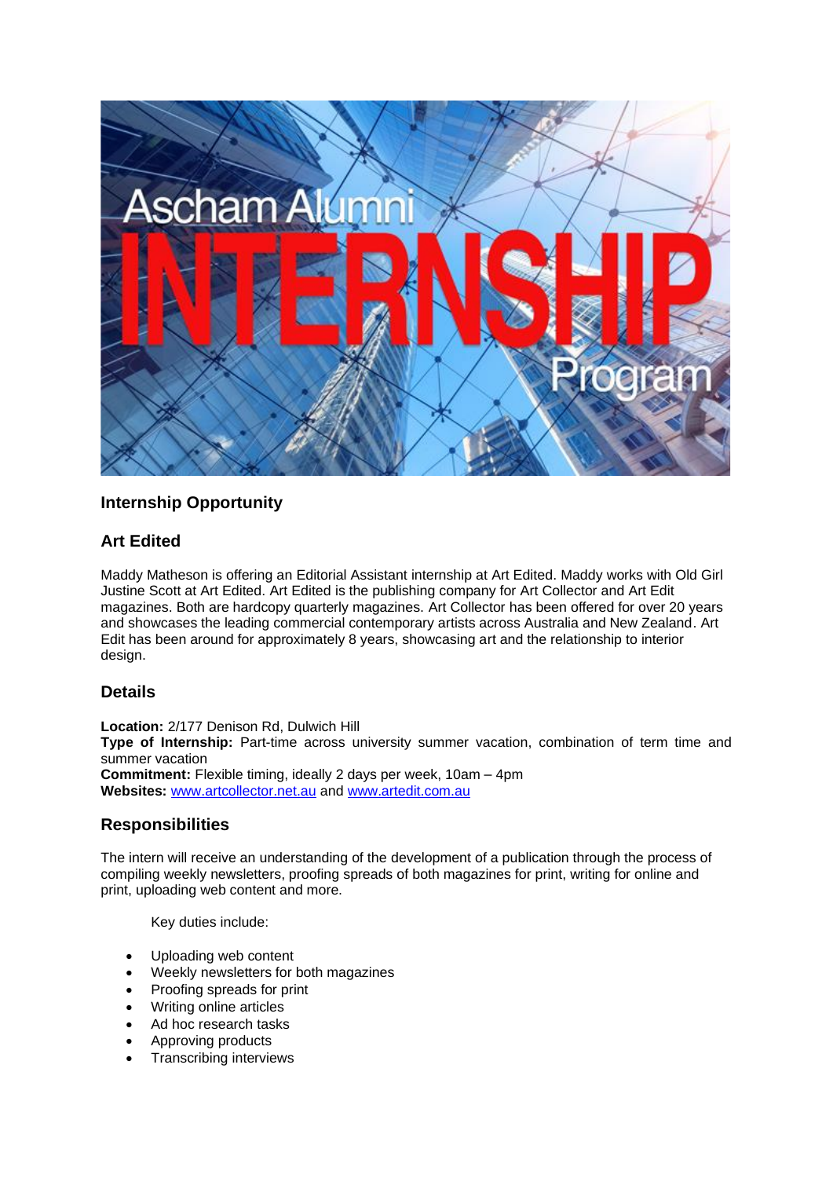## Internship Opportunity

## Art Edited

Maddy Matheson is offering an Editorial Assistant internship at Art Edited. Maddy works with Old Girl Justine Scott at Art Edited. Art Edited is the publishing company for Art Collector and Art Edit magazines. Both are hardcopy quarterly magazines. Art Collector has been offered for over 20 years and showcases the leading commercial contemporary artists across Australia and New Zealand. Art Edit has been around for approximately 8 years, showcasing art and the relationship to interior design.

## Details

**Location:** 2/177 Denison Rd, Dulwich Hill
**Type of Internship:** Part-time across university summer vacation, combination of term time and summer vacation
**Commitment:** Flexible timing, ideally 2 days per week, 10am – 4pm
**Websites:** www.artcollector.net.au and www.artedit.com.au

## Responsibilities

The intern will receive an understanding of the development of a publication through the process of compiling weekly newsletters, proofing spreads of both magazines for print, writing for online and print, uploading web content and more.

Key duties include:

- Uploading web content
- Weekly newsletters for both magazines
- Proofing spreads for print
- Writing online articles
- Ad hoc research tasks
- Approving products
- Transcribing interviews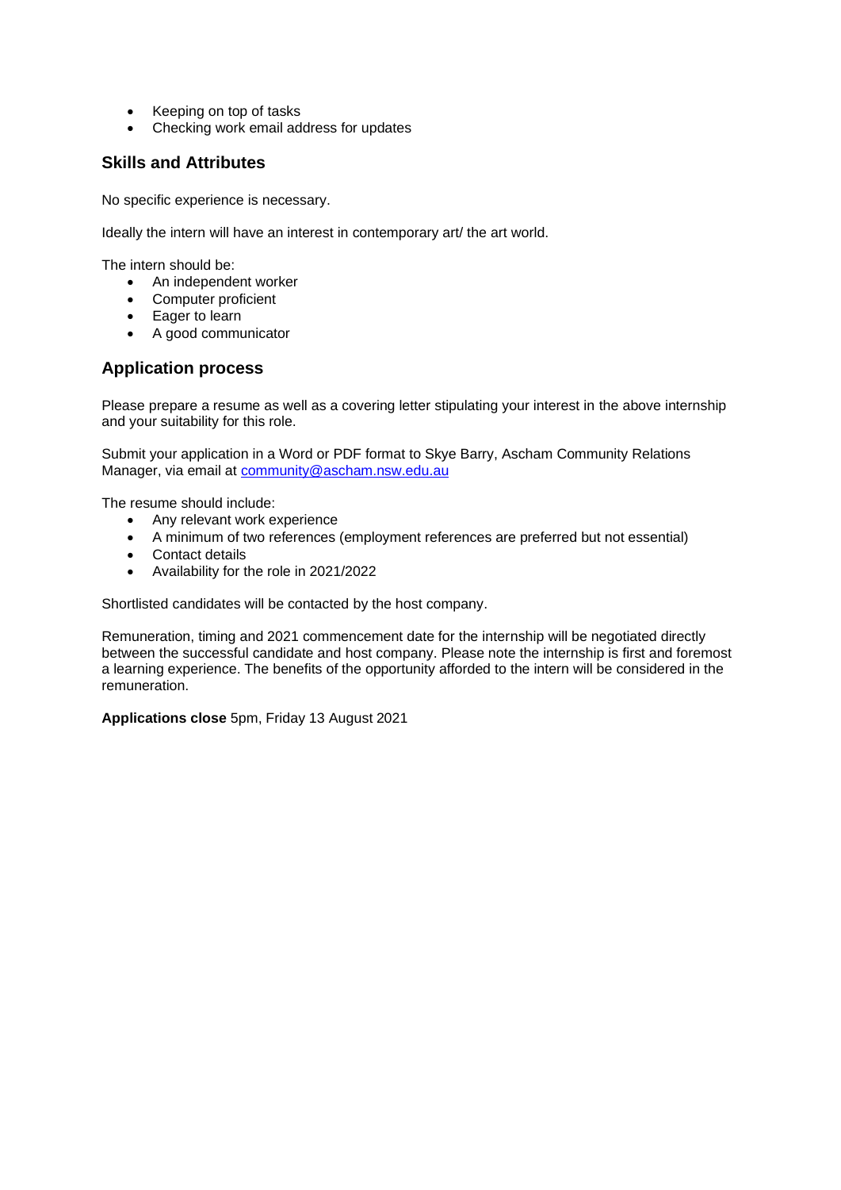- Keeping on top of tasks
- Checking work email address for updates

### Skills and Attributes

No specific experience is necessary.

Ideally the intern will have an interest in contemporary art/ the art world.

The intern should be:

- An independent worker
- Computer proficient
- Eager to learn
- A good communicator

### Application process

Please prepare a resume as well as a covering letter stipulating your interest in the above internship and your suitability for this role.

Submit your application in a Word or PDF format to Skye Barry, Ascham Community Relations Manager, via email at community@ascham.nsw.edu.au

The resume should include:

- Any relevant work experience
- A minimum of two references (employment references are preferred but not essential)
- Contact details
- Availability for the role in 2021/2022

Shortlisted candidates will be contacted by the host company.

Remuneration, timing and 2021 commencement date for the internship will be negotiated directly between the successful candidate and host company. Please note the internship is first and foremost a learning experience. The benefits of the opportunity afforded to the intern will be considered in the remuneration.

**Applications close** 5pm, Friday 13 August 2021